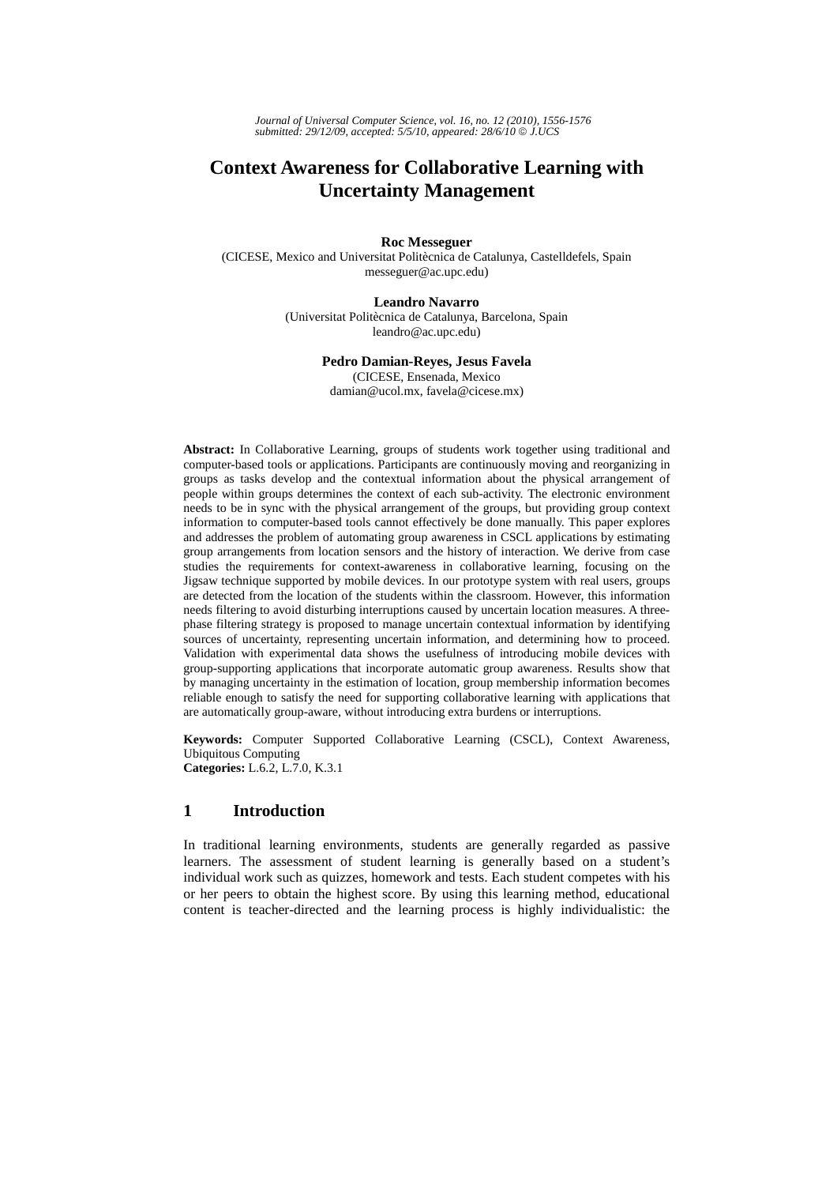# Context Awareness for Collaborative Learning with Uncertainty Management

**Roc Messeguer**
(CICESE, Mexico and Universitat Politècnica de Catalunya, Castelldefels, Spain
messeguer@ac.upc.edu)

**Leandro Navarro**
(Universitat Politècnica de Catalunya, Barcelona, Spain
leandro@ac.upc.edu)

**Pedro Damian-Reyes, Jesus Favela**
(CICESE, Ensenada, Mexico
damian@ucol.mx, favela@cicese.mx)

**Abstract:** In Collaborative Learning, groups of students work together using traditional and computer-based tools or applications. Participants are continuously moving and reorganizing in groups as tasks develop and the contextual information about the physical arrangement of people within groups determines the context of each sub-activity. The electronic environment needs to be in sync with the physical arrangement of the groups, but providing group context information to computer-based tools cannot effectively be done manually. This paper explores and addresses the problem of automating group awareness in CSCL applications by estimating group arrangements from location sensors and the history of interaction. We derive from case studies the requirements for context-awareness in collaborative learning, focusing on the Jigsaw technique supported by mobile devices. In our prototype system with real users, groups are detected from the location of the students within the classroom. However, this information needs filtering to avoid disturbing interruptions caused by uncertain location measures. A three-phase filtering strategy is proposed to manage uncertain contextual information by identifying sources of uncertainty, representing uncertain information, and determining how to proceed. Validation with experimental data shows the usefulness of introducing mobile devices with group-supporting applications that incorporate automatic group awareness. Results show that by managing uncertainty in the estimation of location, group membership information becomes reliable enough to satisfy the need for supporting collaborative learning with applications that are automatically group-aware, without introducing extra burdens or interruptions.

**Keywords:** Computer Supported Collaborative Learning (CSCL), Context Awareness, Ubiquitous Computing
**Categories:** L.6.2, L.7.0, K.3.1

## 1 Introduction

In traditional learning environments, students are generally regarded as passive learners. The assessment of student learning is generally based on a student's individual work such as quizzes, homework and tests. Each student competes with his or her peers to obtain the highest score. By using this learning method, educational content is teacher-directed and the learning process is highly individualistic: the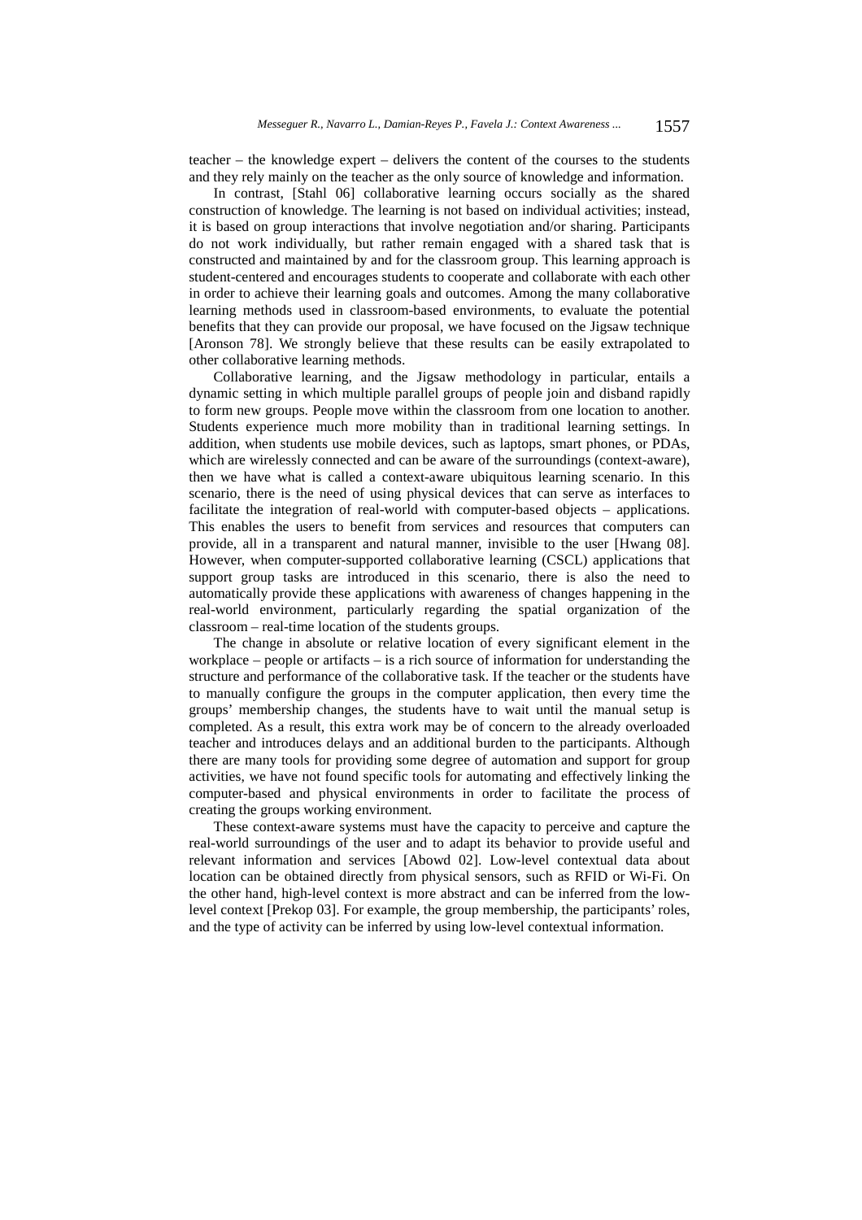teacher – the knowledge expert – delivers the content of the courses to the students and they rely mainly on the teacher as the only source of knowledge and information.

In contrast, [Stahl 06] collaborative learning occurs socially as the shared construction of knowledge. The learning is not based on individual activities; instead, it is based on group interactions that involve negotiation and/or sharing. Participants do not work individually, but rather remain engaged with a shared task that is constructed and maintained by and for the classroom group. This learning approach is student-centered and encourages students to cooperate and collaborate with each other in order to achieve their learning goals and outcomes. Among the many collaborative learning methods used in classroom-based environments, to evaluate the potential benefits that they can provide our proposal, we have focused on the Jigsaw technique [Aronson 78]. We strongly believe that these results can be easily extrapolated to other collaborative learning methods.

Collaborative learning, and the Jigsaw methodology in particular, entails a dynamic setting in which multiple parallel groups of people join and disband rapidly to form new groups. People move within the classroom from one location to another. Students experience much more mobility than in traditional learning settings. In addition, when students use mobile devices, such as laptops, smart phones, or PDAs, which are wirelessly connected and can be aware of the surroundings (context-aware), then we have what is called a context-aware ubiquitous learning scenario. In this scenario, there is the need of using physical devices that can serve as interfaces to facilitate the integration of real-world with computer-based objects – applications. This enables the users to benefit from services and resources that computers can provide, all in a transparent and natural manner, invisible to the user [Hwang 08]. However, when computer-supported collaborative learning (CSCL) applications that support group tasks are introduced in this scenario, there is also the need to automatically provide these applications with awareness of changes happening in the real-world environment, particularly regarding the spatial organization of the classroom – real-time location of the students groups.

The change in absolute or relative location of every significant element in the workplace – people or artifacts – is a rich source of information for understanding the structure and performance of the collaborative task. If the teacher or the students have to manually configure the groups in the computer application, then every time the groups' membership changes, the students have to wait until the manual setup is completed. As a result, this extra work may be of concern to the already overloaded teacher and introduces delays and an additional burden to the participants. Although there are many tools for providing some degree of automation and support for group activities, we have not found specific tools for automating and effectively linking the computer-based and physical environments in order to facilitate the process of creating the groups working environment.

These context-aware systems must have the capacity to perceive and capture the real-world surroundings of the user and to adapt its behavior to provide useful and relevant information and services [Abowd 02]. Low-level contextual data about location can be obtained directly from physical sensors, such as RFID or Wi-Fi. On the other hand, high-level context is more abstract and can be inferred from the low-level context [Prekop 03]. For example, the group membership, the participants' roles, and the type of activity can be inferred by using low-level contextual information.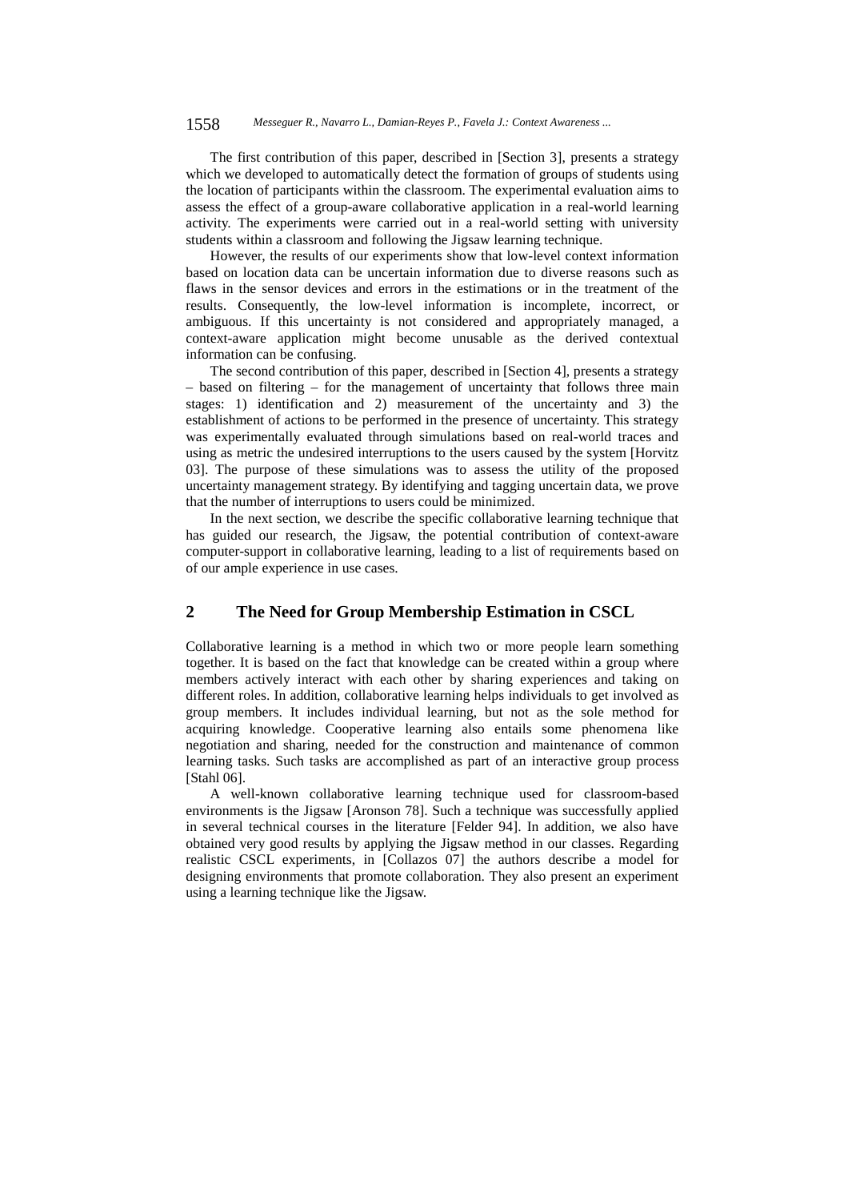The first contribution of this paper, described in [Section 3], presents a strategy which we developed to automatically detect the formation of groups of students using the location of participants within the classroom. The experimental evaluation aims to assess the effect of a group-aware collaborative application in a real-world learning activity. The experiments were carried out in a real-world setting with university students within a classroom and following the Jigsaw learning technique.

However, the results of our experiments show that low-level context information based on location data can be uncertain information due to diverse reasons such as flaws in the sensor devices and errors in the estimations or in the treatment of the results. Consequently, the low-level information is incomplete, incorrect, or ambiguous. If this uncertainty is not considered and appropriately managed, a context-aware application might become unusable as the derived contextual information can be confusing.

The second contribution of this paper, described in [Section 4], presents a strategy – based on filtering – for the management of uncertainty that follows three main stages: 1) identification and 2) measurement of the uncertainty and 3) the establishment of actions to be performed in the presence of uncertainty. This strategy was experimentally evaluated through simulations based on real-world traces and using as metric the undesired interruptions to the users caused by the system [Horvitz 03]. The purpose of these simulations was to assess the utility of the proposed uncertainty management strategy. By identifying and tagging uncertain data, we prove that the number of interruptions to users could be minimized.

In the next section, we describe the specific collaborative learning technique that has guided our research, the Jigsaw, the potential contribution of context-aware computer-support in collaborative learning, leading to a list of requirements based on of our ample experience in use cases.

## 2 The Need for Group Membership Estimation in CSCL

Collaborative learning is a method in which two or more people learn something together. It is based on the fact that knowledge can be created within a group where members actively interact with each other by sharing experiences and taking on different roles. In addition, collaborative learning helps individuals to get involved as group members. It includes individual learning, but not as the sole method for acquiring knowledge. Cooperative learning also entails some phenomena like negotiation and sharing, needed for the construction and maintenance of common learning tasks. Such tasks are accomplished as part of an interactive group process [Stahl 06].

A well-known collaborative learning technique used for classroom-based environments is the Jigsaw [Aronson 78]. Such a technique was successfully applied in several technical courses in the literature [Felder 94]. In addition, we also have obtained very good results by applying the Jigsaw method in our classes. Regarding realistic CSCL experiments, in [Collazos 07] the authors describe a model for designing environments that promote collaboration. They also present an experiment using a learning technique like the Jigsaw.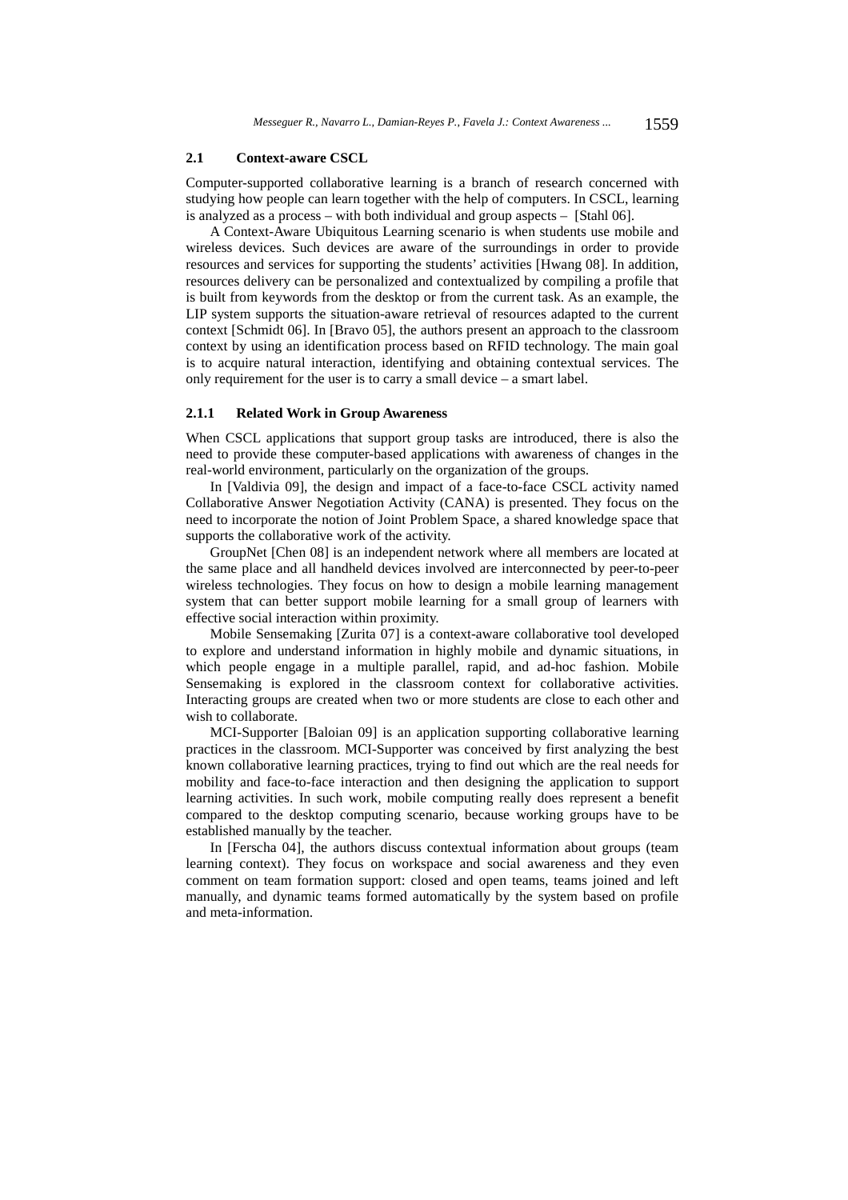### 2.1 Context-aware CSCL

Computer-supported collaborative learning is a branch of research concerned with studying how people can learn together with the help of computers. In CSCL, learning is analyzed as a process – with both individual and group aspects – [Stahl 06].

A Context-Aware Ubiquitous Learning scenario is when students use mobile and wireless devices. Such devices are aware of the surroundings in order to provide resources and services for supporting the students' activities [Hwang 08]. In addition, resources delivery can be personalized and contextualized by compiling a profile that is built from keywords from the desktop or from the current task. As an example, the LIP system supports the situation-aware retrieval of resources adapted to the current context [Schmidt 06]. In [Bravo 05], the authors present an approach to the classroom context by using an identification process based on RFID technology. The main goal is to acquire natural interaction, identifying and obtaining contextual services. The only requirement for the user is to carry a small device – a smart label.

#### 2.1.1 Related Work in Group Awareness

When CSCL applications that support group tasks are introduced, there is also the need to provide these computer-based applications with awareness of changes in the real-world environment, particularly on the organization of the groups.

In [Valdivia 09], the design and impact of a face-to-face CSCL activity named Collaborative Answer Negotiation Activity (CANA) is presented. They focus on the need to incorporate the notion of Joint Problem Space, a shared knowledge space that supports the collaborative work of the activity.

GroupNet [Chen 08] is an independent network where all members are located at the same place and all handheld devices involved are interconnected by peer-to-peer wireless technologies. They focus on how to design a mobile learning management system that can better support mobile learning for a small group of learners with effective social interaction within proximity.

Mobile Sensemaking [Zurita 07] is a context-aware collaborative tool developed to explore and understand information in highly mobile and dynamic situations, in which people engage in a multiple parallel, rapid, and ad-hoc fashion. Mobile Sensemaking is explored in the classroom context for collaborative activities. Interacting groups are created when two or more students are close to each other and wish to collaborate.

MCI-Supporter [Baloian 09] is an application supporting collaborative learning practices in the classroom. MCI-Supporter was conceived by first analyzing the best known collaborative learning practices, trying to find out which are the real needs for mobility and face-to-face interaction and then designing the application to support learning activities. In such work, mobile computing really does represent a benefit compared to the desktop computing scenario, because working groups have to be established manually by the teacher.

In [Ferscha 04], the authors discuss contextual information about groups (team learning context). They focus on workspace and social awareness and they even comment on team formation support: closed and open teams, teams joined and left manually, and dynamic teams formed automatically by the system based on profile and meta-information.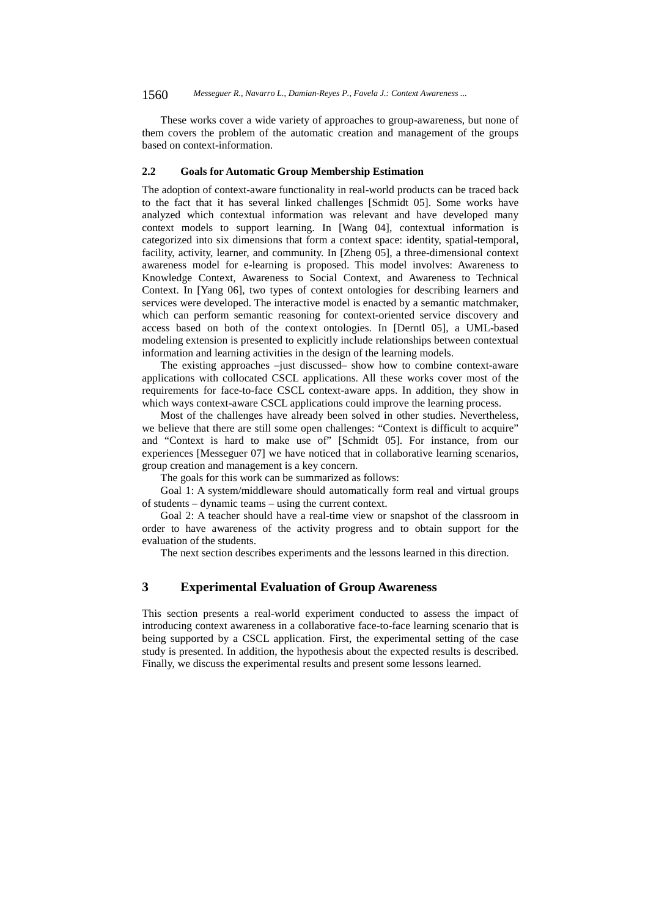These works cover a wide variety of approaches to group-awareness, but none of them covers the problem of the automatic creation and management of the groups based on context-information.

### 2.2 Goals for Automatic Group Membership Estimation

The adoption of context-aware functionality in real-world products can be traced back to the fact that it has several linked challenges [Schmidt 05]. Some works have analyzed which contextual information was relevant and have developed many context models to support learning. In [Wang 04], contextual information is categorized into six dimensions that form a context space: identity, spatial-temporal, facility, activity, learner, and community. In [Zheng 05], a three-dimensional context awareness model for e-learning is proposed. This model involves: Awareness to Knowledge Context, Awareness to Social Context, and Awareness to Technical Context. In [Yang 06], two types of context ontologies for describing learners and services were developed. The interactive model is enacted by a semantic matchmaker, which can perform semantic reasoning for context-oriented service discovery and access based on both of the context ontologies. In [Derntl 05], a UML-based modeling extension is presented to explicitly include relationships between contextual information and learning activities in the design of the learning models.

The existing approaches –just discussed– show how to combine context-aware applications with collocated CSCL applications. All these works cover most of the requirements for face-to-face CSCL context-aware apps. In addition, they show in which ways context-aware CSCL applications could improve the learning process.

Most of the challenges have already been solved in other studies. Nevertheless, we believe that there are still some open challenges: "Context is difficult to acquire" and "Context is hard to make use of" [Schmidt 05]. For instance, from our experiences [Messeguer 07] we have noticed that in collaborative learning scenarios, group creation and management is a key concern.

The goals for this work can be summarized as follows:

Goal 1: A system/middleware should automatically form real and virtual groups of students – dynamic teams – using the current context.

Goal 2: A teacher should have a real-time view or snapshot of the classroom in order to have awareness of the activity progress and to obtain support for the evaluation of the students.

The next section describes experiments and the lessons learned in this direction.

## 3 Experimental Evaluation of Group Awareness

This section presents a real-world experiment conducted to assess the impact of introducing context awareness in a collaborative face-to-face learning scenario that is being supported by a CSCL application. First, the experimental setting of the case study is presented. In addition, the hypothesis about the expected results is described. Finally, we discuss the experimental results and present some lessons learned.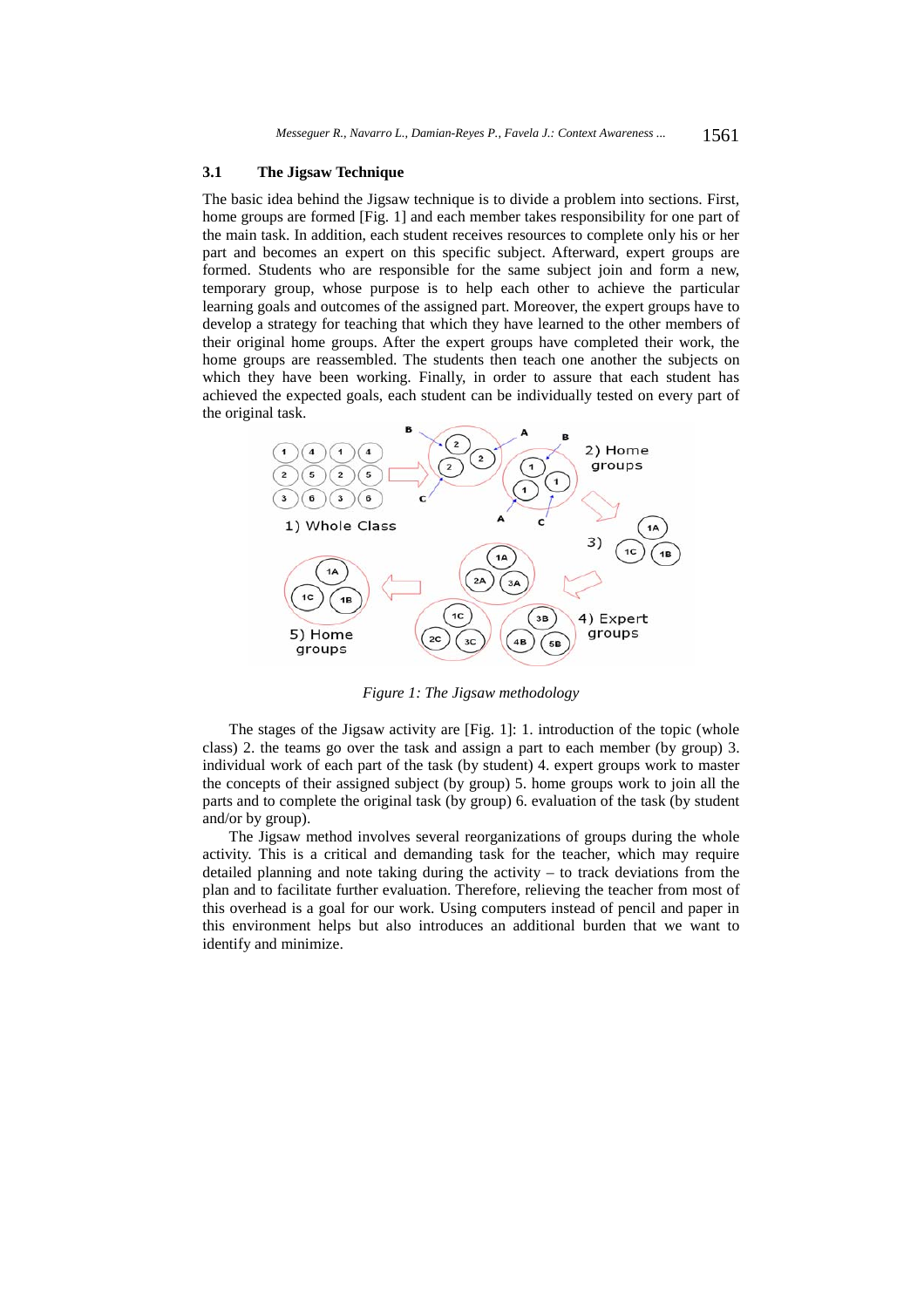### 3.1 The Jigsaw Technique

The basic idea behind the Jigsaw technique is to divide a problem into sections. First, home groups are formed [Fig. 1] and each member takes responsibility for one part of the main task. In addition, each student receives resources to complete only his or her part and becomes an expert on this specific subject. Afterward, expert groups are formed. Students who are responsible for the same subject join and form a new, temporary group, whose purpose is to help each other to achieve the particular learning goals and outcomes of the assigned part. Moreover, the expert groups have to develop a strategy for teaching that which they have learned to the other members of their original home groups. After the expert groups have completed their work, the home groups are reassembled. The students then teach one another the subjects on which they have been working. Finally, in order to assure that each student has achieved the expected goals, each student can be individually tested on every part of the original task.

*Figure 1: The Jigsaw methodology*

The stages of the Jigsaw activity are [Fig. 1]: 1. introduction of the topic (whole class) 2. the teams go over the task and assign a part to each member (by group) 3. individual work of each part of the task (by student) 4. expert groups work to master the concepts of their assigned subject (by group) 5. home groups work to join all the parts and to complete the original task (by group) 6. evaluation of the task (by student and/or by group).

The Jigsaw method involves several reorganizations of groups during the whole activity. This is a critical and demanding task for the teacher, which may require detailed planning and note taking during the activity – to track deviations from the plan and to facilitate further evaluation. Therefore, relieving the teacher from most of this overhead is a goal for our work. Using computers instead of pencil and paper in this environment helps but also introduces an additional burden that we want to identify and minimize.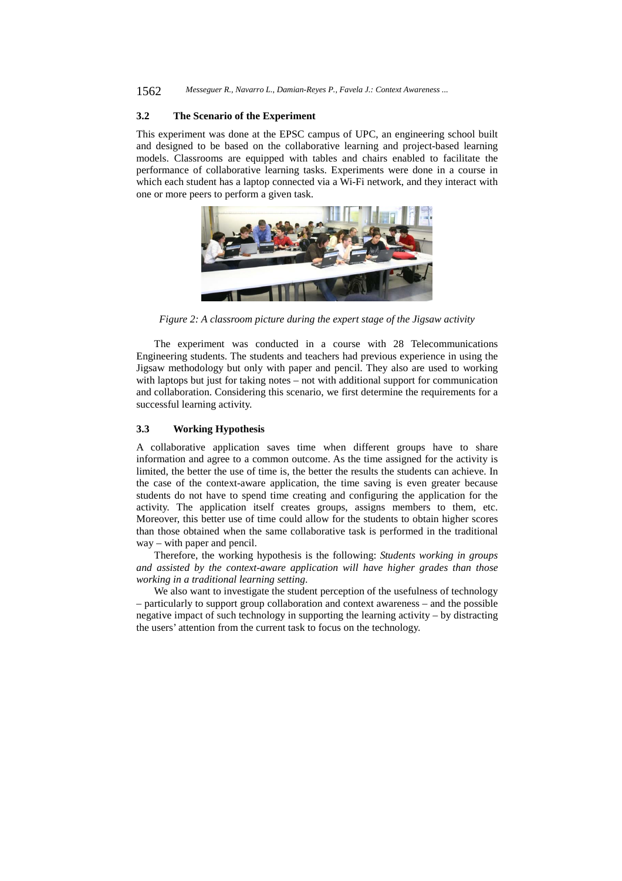### 3.2 The Scenario of the Experiment

This experiment was done at the EPSC campus of UPC, an engineering school built and designed to be based on the collaborative learning and project-based learning models. Classrooms are equipped with tables and chairs enabled to facilitate the performance of collaborative learning tasks. Experiments were done in a course in which each student has a laptop connected via a Wi-Fi network, and they interact with one or more peers to perform a given task.

*Figure 2: A classroom picture during the expert stage of the Jigsaw activity*

The experiment was conducted in a course with 28 Telecommunications Engineering students. The students and teachers had previous experience in using the Jigsaw methodology but only with paper and pencil. They also are used to working with laptops but just for taking notes – not with additional support for communication and collaboration. Considering this scenario, we first determine the requirements for a successful learning activity.

### 3.3 Working Hypothesis

A collaborative application saves time when different groups have to share information and agree to a common outcome. As the time assigned for the activity is limited, the better the use of time is, the better the results the students can achieve. In the case of the context-aware application, the time saving is even greater because students do not have to spend time creating and configuring the application for the activity. The application itself creates groups, assigns members to them, etc. Moreover, this better use of time could allow for the students to obtain higher scores than those obtained when the same collaborative task is performed in the traditional way – with paper and pencil.

Therefore, the working hypothesis is the following: *Students working in groups and assisted by the context-aware application will have higher grades than those working in a traditional learning setting.*

We also want to investigate the student perception of the usefulness of technology – particularly to support group collaboration and context awareness – and the possible negative impact of such technology in supporting the learning activity – by distracting the users' attention from the current task to focus on the technology.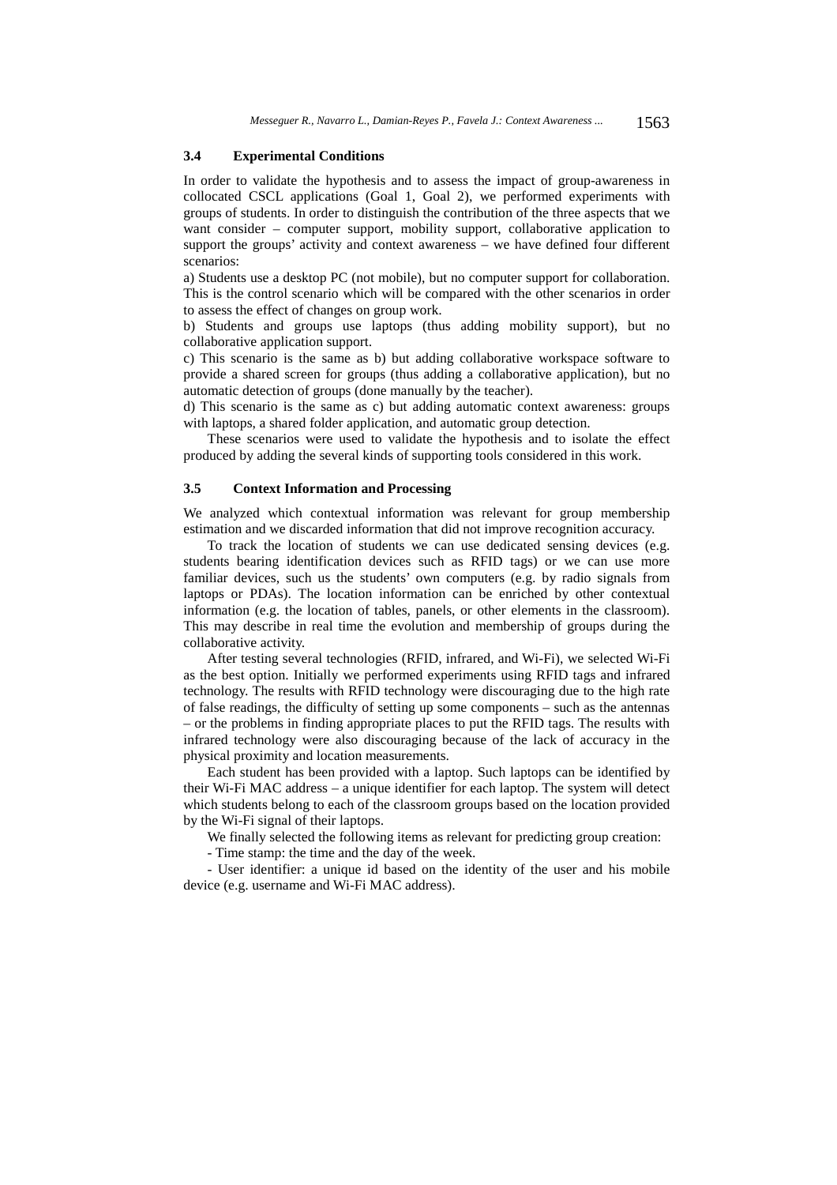### 3.4 Experimental Conditions

In order to validate the hypothesis and to assess the impact of group-awareness in collocated CSCL applications (Goal 1, Goal 2), we performed experiments with groups of students. In order to distinguish the contribution of the three aspects that we want consider – computer support, mobility support, collaborative application to support the groups' activity and context awareness – we have defined four different scenarios:

a) Students use a desktop PC (not mobile), but no computer support for collaboration. This is the control scenario which will be compared with the other scenarios in order to assess the effect of changes on group work.

b) Students and groups use laptops (thus adding mobility support), but no collaborative application support.

c) This scenario is the same as b) but adding collaborative workspace software to provide a shared screen for groups (thus adding a collaborative application), but no automatic detection of groups (done manually by the teacher).

d) This scenario is the same as c) but adding automatic context awareness: groups with laptops, a shared folder application, and automatic group detection.

These scenarios were used to validate the hypothesis and to isolate the effect produced by adding the several kinds of supporting tools considered in this work.

### 3.5 Context Information and Processing

We analyzed which contextual information was relevant for group membership estimation and we discarded information that did not improve recognition accuracy.

To track the location of students we can use dedicated sensing devices (e.g. students bearing identification devices such as RFID tags) or we can use more familiar devices, such us the students' own computers (e.g. by radio signals from laptops or PDAs). The location information can be enriched by other contextual information (e.g. the location of tables, panels, or other elements in the classroom). This may describe in real time the evolution and membership of groups during the collaborative activity.

After testing several technologies (RFID, infrared, and Wi-Fi), we selected Wi-Fi as the best option. Initially we performed experiments using RFID tags and infrared technology. The results with RFID technology were discouraging due to the high rate of false readings, the difficulty of setting up some components – such as the antennas – or the problems in finding appropriate places to put the RFID tags. The results with infrared technology were also discouraging because of the lack of accuracy in the physical proximity and location measurements.

Each student has been provided with a laptop. Such laptops can be identified by their Wi-Fi MAC address – a unique identifier for each laptop. The system will detect which students belong to each of the classroom groups based on the location provided by the Wi-Fi signal of their laptops.

We finally selected the following items as relevant for predicting group creation:

- Time stamp: the time and the day of the week.
- User identifier: a unique id based on the identity of the user and his mobile device (e.g. username and Wi-Fi MAC address).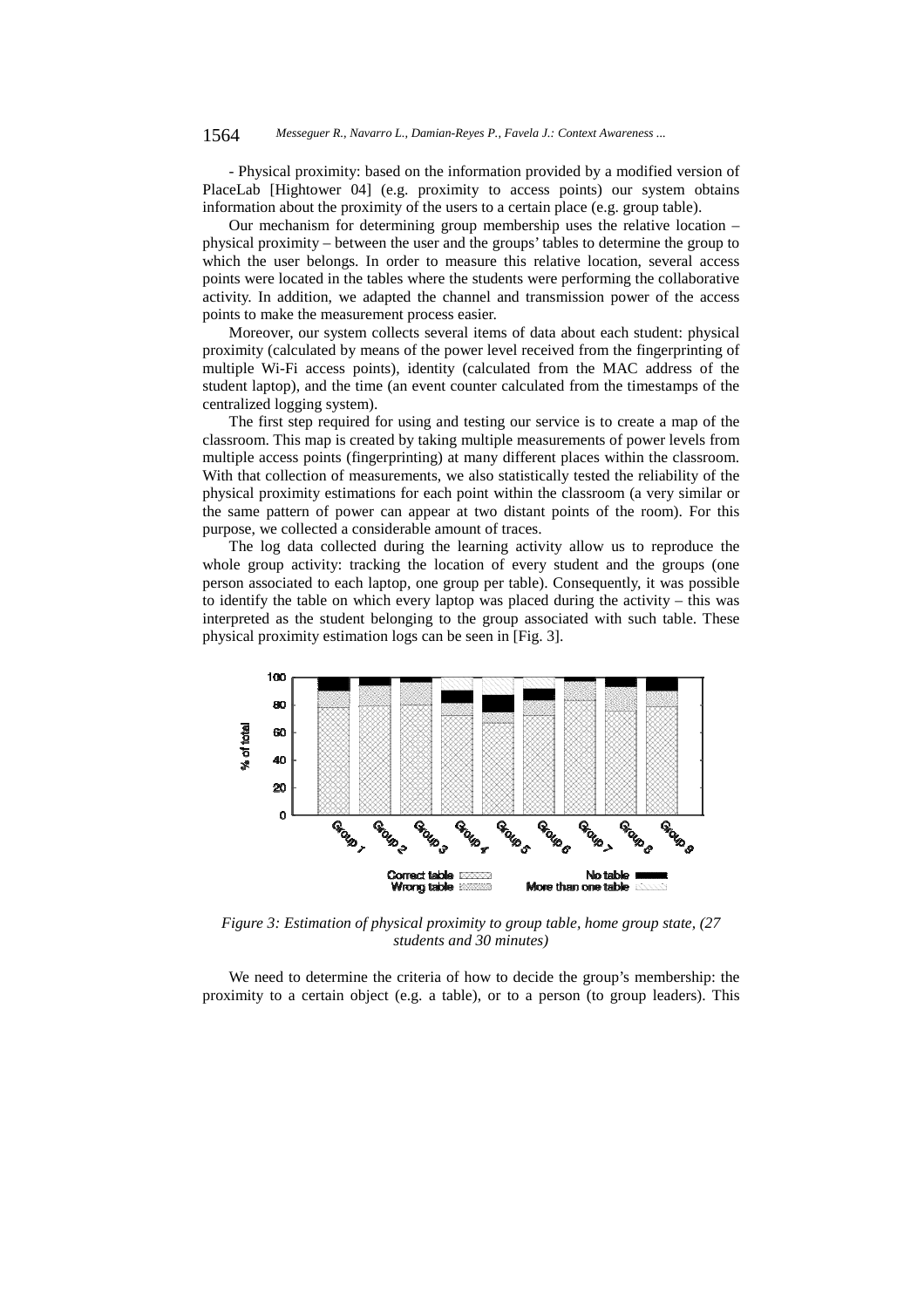- Physical proximity: based on the information provided by a modified version of PlaceLab [Hightower 04] (e.g. proximity to access points) our system obtains information about the proximity of the users to a certain place (e.g. group table).

Our mechanism for determining group membership uses the relative location – physical proximity – between the user and the groups' tables to determine the group to which the user belongs. In order to measure this relative location, several access points were located in the tables where the students were performing the collaborative activity. In addition, we adapted the channel and transmission power of the access points to make the measurement process easier.

Moreover, our system collects several items of data about each student: physical proximity (calculated by means of the power level received from the fingerprinting of multiple Wi-Fi access points), identity (calculated from the MAC address of the student laptop), and the time (an event counter calculated from the timestamps of the centralized logging system).

The first step required for using and testing our service is to create a map of the classroom. This map is created by taking multiple measurements of power levels from multiple access points (fingerprinting) at many different places within the classroom. With that collection of measurements, we also statistically tested the reliability of the physical proximity estimations for each point within the classroom (a very similar or the same pattern of power can appear at two distant points of the room). For this purpose, we collected a considerable amount of traces.

The log data collected during the learning activity allow us to reproduce the whole group activity: tracking the location of every student and the groups (one person associated to each laptop, one group per table). Consequently, it was possible to identify the table on which every laptop was placed during the activity – this was interpreted as the student belonging to the group associated with such table. These physical proximity estimation logs can be seen in [Fig. 3].

*Figure 3: Estimation of physical proximity to group table, home group state, (27 students and 30 minutes)*

We need to determine the criteria of how to decide the group's membership: the proximity to a certain object (e.g. a table), or to a person (to group leaders). This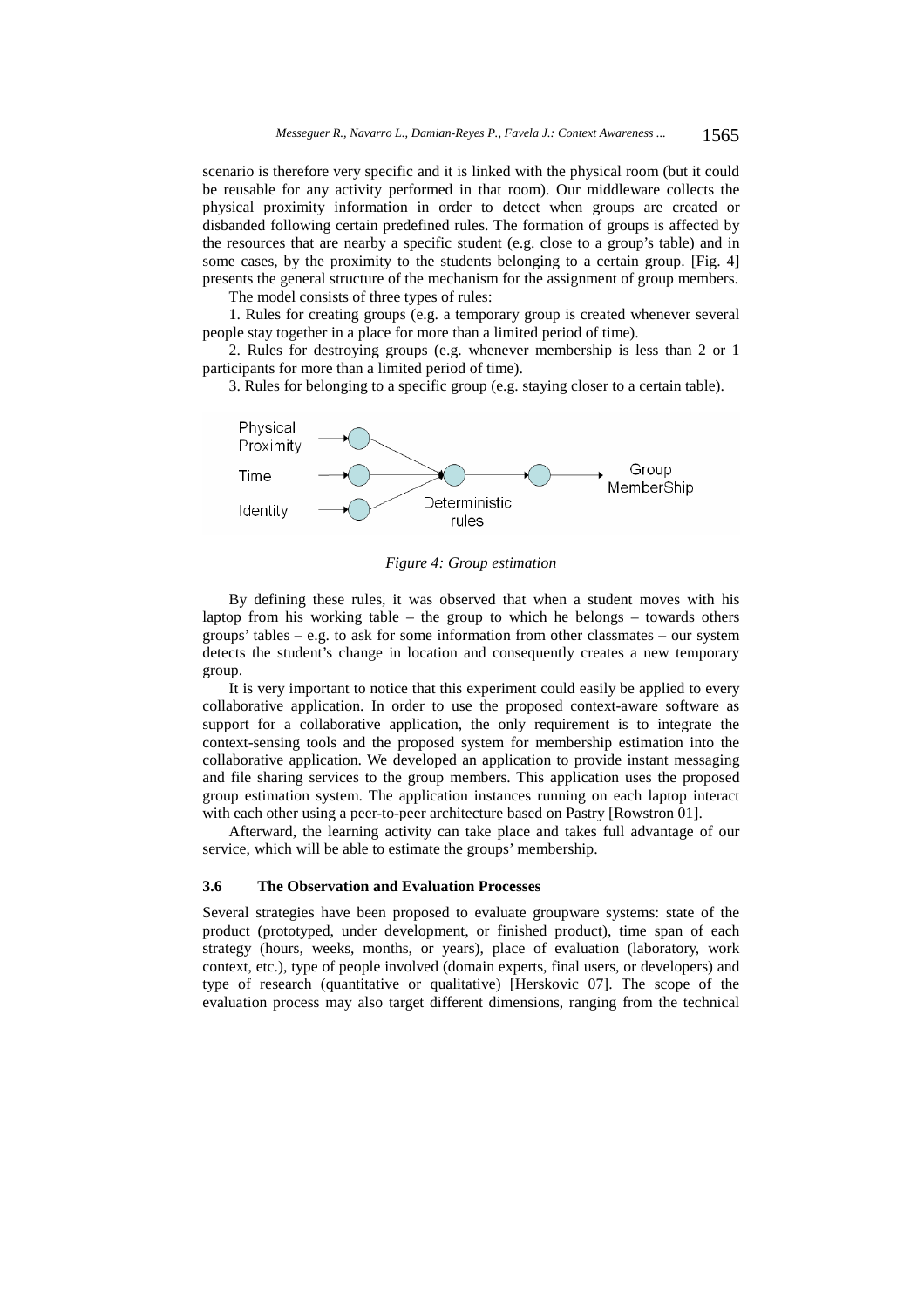scenario is therefore very specific and it is linked with the physical room (but it could be reusable for any activity performed in that room). Our middleware collects the physical proximity information in order to detect when groups are created or disbanded following certain predefined rules. The formation of groups is affected by the resources that are nearby a specific student (e.g. close to a group's table) and in some cases, by the proximity to the students belonging to a certain group. [Fig. 4] presents the general structure of the mechanism for the assignment of group members.

The model consists of three types of rules:

1. Rules for creating groups (e.g. a temporary group is created whenever several people stay together in a place for more than a limited period of time).

2. Rules for destroying groups (e.g. whenever membership is less than 2 or 1 participants for more than a limited period of time).

3. Rules for belonging to a specific group (e.g. staying closer to a certain table).

*Figure 4: Group estimation*

By defining these rules, it was observed that when a student moves with his laptop from his working table – the group to which he belongs – towards others groups' tables – e.g. to ask for some information from other classmates – our system detects the student's change in location and consequently creates a new temporary group.

It is very important to notice that this experiment could easily be applied to every collaborative application. In order to use the proposed context-aware software as support for a collaborative application, the only requirement is to integrate the context-sensing tools and the proposed system for membership estimation into the collaborative application. We developed an application to provide instant messaging and file sharing services to the group members. This application uses the proposed group estimation system. The application instances running on each laptop interact with each other using a peer-to-peer architecture based on Pastry [Rowstron 01].

Afterward, the learning activity can take place and takes full advantage of our service, which will be able to estimate the groups' membership.

### 3.6 The Observation and Evaluation Processes

Several strategies have been proposed to evaluate groupware systems: state of the product (prototyped, under development, or finished product), time span of each strategy (hours, weeks, months, or years), place of evaluation (laboratory, work context, etc.), type of people involved (domain experts, final users, or developers) and type of research (quantitative or qualitative) [Herskovic 07]. The scope of the evaluation process may also target different dimensions, ranging from the technical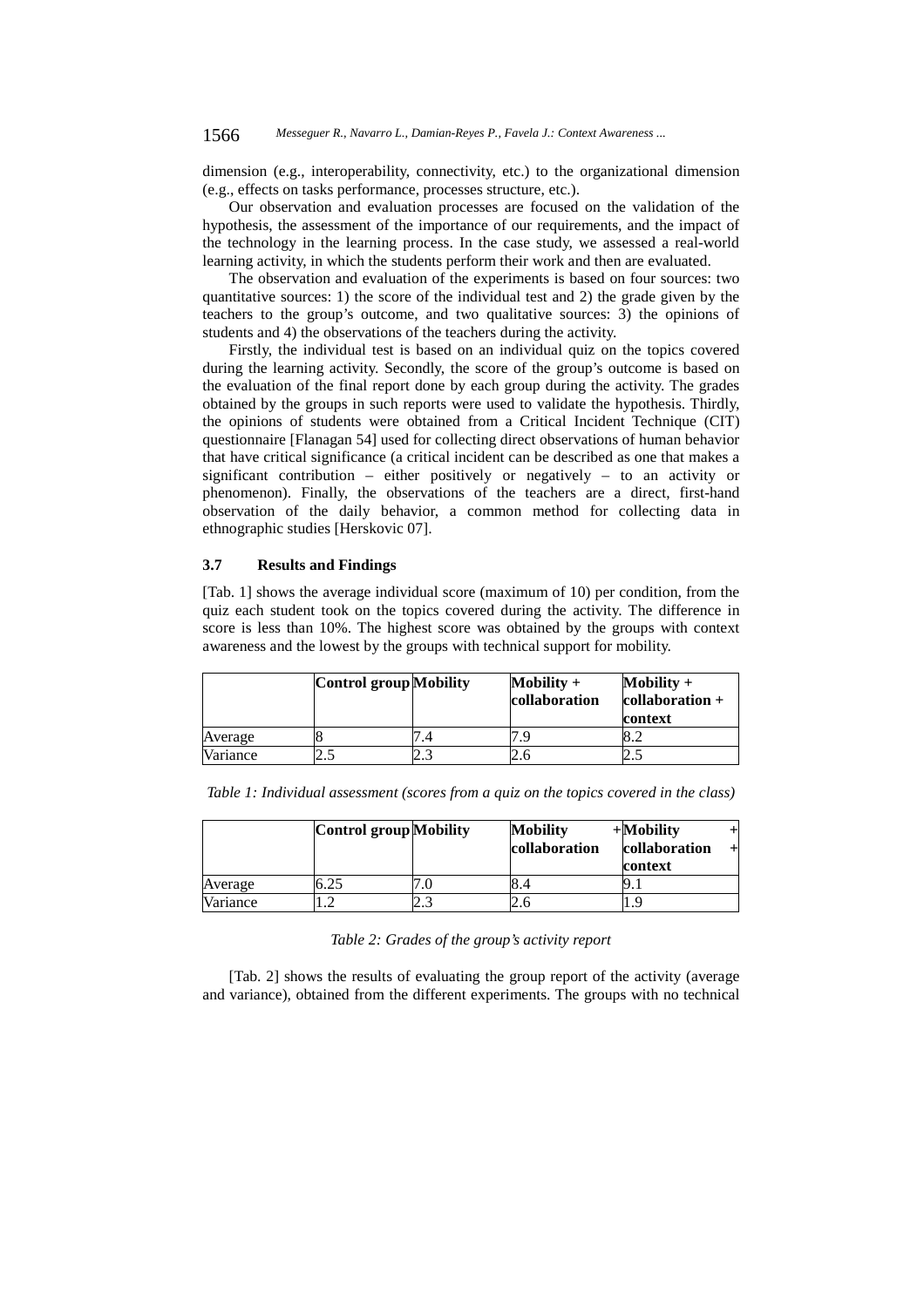dimension (e.g., interoperability, connectivity, etc.) to the organizational dimension (e.g., effects on tasks performance, processes structure, etc.).

Our observation and evaluation processes are focused on the validation of the hypothesis, the assessment of the importance of our requirements, and the impact of the technology in the learning process. In the case study, we assessed a real-world learning activity, in which the students perform their work and then are evaluated.

The observation and evaluation of the experiments is based on four sources: two quantitative sources: 1) the score of the individual test and 2) the grade given by the teachers to the group's outcome, and two qualitative sources: 3) the opinions of students and 4) the observations of the teachers during the activity.

Firstly, the individual test is based on an individual quiz on the topics covered during the learning activity. Secondly, the score of the group's outcome is based on the evaluation of the final report done by each group during the activity. The grades obtained by the groups in such reports were used to validate the hypothesis. Thirdly, the opinions of students were obtained from a Critical Incident Technique (CIT) questionnaire [Flanagan 54] used for collecting direct observations of human behavior that have critical significance (a critical incident can be described as one that makes a significant contribution – either positively or negatively – to an activity or phenomenon). Finally, the observations of the teachers are a direct, first-hand observation of the daily behavior, a common method for collecting data in ethnographic studies [Herskovic 07].

### 3.7 Results and Findings

[Tab. 1] shows the average individual score (maximum of 10) per condition, from the quiz each student took on the topics covered during the activity. The difference in score is less than 10%. The highest score was obtained by the groups with context awareness and the lowest by the groups with technical support for mobility.

| | **Control group** | **Mobility** | **Mobility + collaboration** | **Mobility + collaboration + context** |
|---|---|---|---|---|
| Average | 8 | 7.4 | 7.9 | 8.2 |
| Variance | 2.5 | 2.3 | 2.6 | 2.5 |

*Table 1: Individual assessment (scores from a quiz on the topics covered in the class)*

| | **Control group** | **Mobility** | **Mobility + collaboration** | **Mobility + collaboration + context** |
|---|---|---|---|---|
| Average | 6.25 | 7.0 | 8.4 | 9.1 |
| Variance | 1.2 | 2.3 | 2.6 | 1.9 |

*Table 2: Grades of the group's activity report*

[Tab. 2] shows the results of evaluating the group report of the activity (average and variance), obtained from the different experiments. The groups with no technical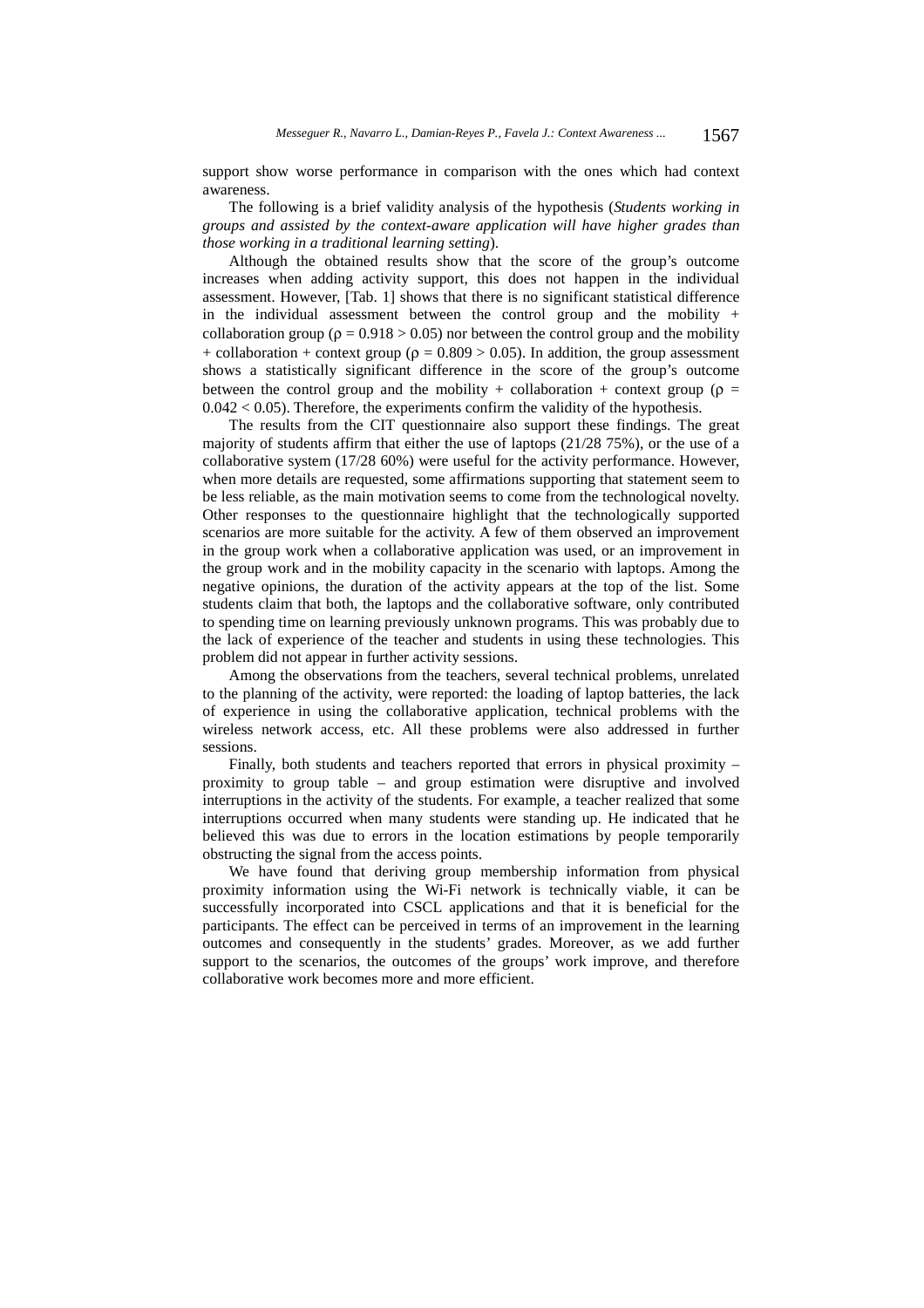support show worse performance in comparison with the ones which had context awareness.

The following is a brief validity analysis of the hypothesis (*Students working in groups and assisted by the context-aware application will have higher grades than those working in a traditional learning setting*).

Although the obtained results show that the score of the group's outcome increases when adding activity support, this does not happen in the individual assessment. However, [Tab. 1] shows that there is no significant statistical difference in the individual assessment between the control group and the mobility + collaboration group ($\rho = 0.918 > 0.05$) nor between the control group and the mobility + collaboration + context group ($\rho = 0.809 > 0.05$). In addition, the group assessment shows a statistically significant difference in the score of the group's outcome between the control group and the mobility + collaboration + context group ($\rho = 0.042 < 0.05$). Therefore, the experiments confirm the validity of the hypothesis.

The results from the CIT questionnaire also support these findings. The great majority of students affirm that either the use of laptops (21/28 75%), or the use of a collaborative system (17/28 60%) were useful for the activity performance. However, when more details are requested, some affirmations supporting that statement seem to be less reliable, as the main motivation seems to come from the technological novelty. Other responses to the questionnaire highlight that the technologically supported scenarios are more suitable for the activity. A few of them observed an improvement in the group work when a collaborative application was used, or an improvement in the group work and in the mobility capacity in the scenario with laptops. Among the negative opinions, the duration of the activity appears at the top of the list. Some students claim that both, the laptops and the collaborative software, only contributed to spending time on learning previously unknown programs. This was probably due to the lack of experience of the teacher and students in using these technologies. This problem did not appear in further activity sessions.

Among the observations from the teachers, several technical problems, unrelated to the planning of the activity, were reported: the loading of laptop batteries, the lack of experience in using the collaborative application, technical problems with the wireless network access, etc. All these problems were also addressed in further sessions.

Finally, both students and teachers reported that errors in physical proximity – proximity to group table – and group estimation were disruptive and involved interruptions in the activity of the students. For example, a teacher realized that some interruptions occurred when many students were standing up. He indicated that he believed this was due to errors in the location estimations by people temporarily obstructing the signal from the access points.

We have found that deriving group membership information from physical proximity information using the Wi-Fi network is technically viable, it can be successfully incorporated into CSCL applications and that it is beneficial for the participants. The effect can be perceived in terms of an improvement in the learning outcomes and consequently in the students' grades. Moreover, as we add further support to the scenarios, the outcomes of the groups' work improve, and therefore collaborative work becomes more and more efficient.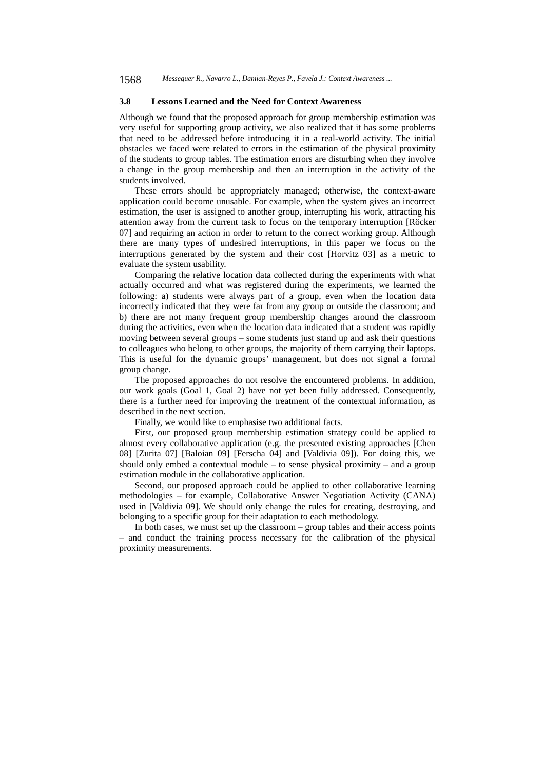### 3.8 Lessons Learned and the Need for Context Awareness

Although we found that the proposed approach for group membership estimation was very useful for supporting group activity, we also realized that it has some problems that need to be addressed before introducing it in a real-world activity. The initial obstacles we faced were related to errors in the estimation of the physical proximity of the students to group tables. The estimation errors are disturbing when they involve a change in the group membership and then an interruption in the activity of the students involved.

These errors should be appropriately managed; otherwise, the context-aware application could become unusable. For example, when the system gives an incorrect estimation, the user is assigned to another group, interrupting his work, attracting his attention away from the current task to focus on the temporary interruption [Röcker 07] and requiring an action in order to return to the correct working group. Although there are many types of undesired interruptions, in this paper we focus on the interruptions generated by the system and their cost [Horvitz 03] as a metric to evaluate the system usability.

Comparing the relative location data collected during the experiments with what actually occurred and what was registered during the experiments, we learned the following: a) students were always part of a group, even when the location data incorrectly indicated that they were far from any group or outside the classroom; and b) there are not many frequent group membership changes around the classroom during the activities, even when the location data indicated that a student was rapidly moving between several groups – some students just stand up and ask their questions to colleagues who belong to other groups, the majority of them carrying their laptops. This is useful for the dynamic groups' management, but does not signal a formal group change.

The proposed approaches do not resolve the encountered problems. In addition, our work goals (Goal 1, Goal 2) have not yet been fully addressed. Consequently, there is a further need for improving the treatment of the contextual information, as described in the next section.

Finally, we would like to emphasise two additional facts.

First, our proposed group membership estimation strategy could be applied to almost every collaborative application (e.g. the presented existing approaches [Chen 08] [Zurita 07] [Baloian 09] [Ferscha 04] and [Valdivia 09]). For doing this, we should only embed a contextual module – to sense physical proximity – and a group estimation module in the collaborative application.

Second, our proposed approach could be applied to other collaborative learning methodologies – for example, Collaborative Answer Negotiation Activity (CANA) used in [Valdivia 09]. We should only change the rules for creating, destroying, and belonging to a specific group for their adaptation to each methodology.

In both cases, we must set up the classroom – group tables and their access points – and conduct the training process necessary for the calibration of the physical proximity measurements.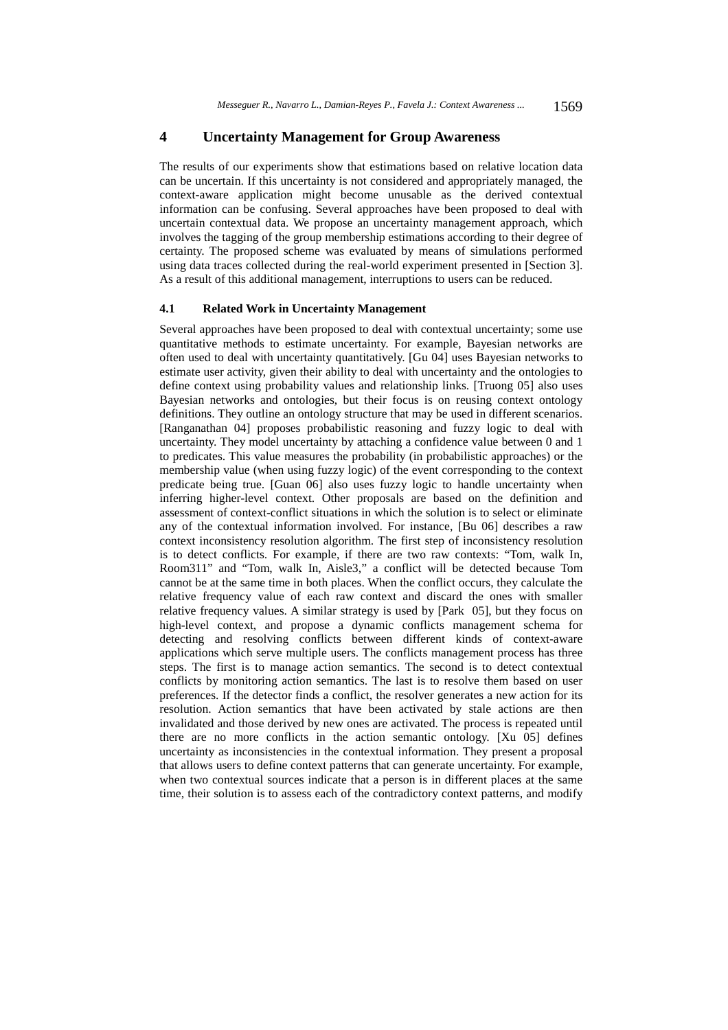## 4 Uncertainty Management for Group Awareness

The results of our experiments show that estimations based on relative location data can be uncertain. If this uncertainty is not considered and appropriately managed, the context-aware application might become unusable as the derived contextual information can be confusing. Several approaches have been proposed to deal with uncertain contextual data. We propose an uncertainty management approach, which involves the tagging of the group membership estimations according to their degree of certainty. The proposed scheme was evaluated by means of simulations performed using data traces collected during the real-world experiment presented in [Section 3]. As a result of this additional management, interruptions to users can be reduced.

### 4.1 Related Work in Uncertainty Management

Several approaches have been proposed to deal with contextual uncertainty; some use quantitative methods to estimate uncertainty. For example, Bayesian networks are often used to deal with uncertainty quantitatively. [Gu 04] uses Bayesian networks to estimate user activity, given their ability to deal with uncertainty and the ontologies to define context using probability values and relationship links. [Truong 05] also uses Bayesian networks and ontologies, but their focus is on reusing context ontology definitions. They outline an ontology structure that may be used in different scenarios. [Ranganathan 04] proposes probabilistic reasoning and fuzzy logic to deal with uncertainty. They model uncertainty by attaching a confidence value between 0 and 1 to predicates. This value measures the probability (in probabilistic approaches) or the membership value (when using fuzzy logic) of the event corresponding to the context predicate being true. [Guan 06] also uses fuzzy logic to handle uncertainty when inferring higher-level context. Other proposals are based on the definition and assessment of context-conflict situations in which the solution is to select or eliminate any of the contextual information involved. For instance, [Bu 06] describes a raw context inconsistency resolution algorithm. The first step of inconsistency resolution is to detect conflicts. For example, if there are two raw contexts: "Tom, walk In, Room311" and "Tom, walk In, Aisle3," a conflict will be detected because Tom cannot be at the same time in both places. When the conflict occurs, they calculate the relative frequency value of each raw context and discard the ones with smaller relative frequency values. A similar strategy is used by [Park 05], but they focus on high-level context, and propose a dynamic conflicts management schema for detecting and resolving conflicts between different kinds of context-aware applications which serve multiple users. The conflicts management process has three steps. The first is to manage action semantics. The second is to detect contextual conflicts by monitoring action semantics. The last is to resolve them based on user preferences. If the detector finds a conflict, the resolver generates a new action for its resolution. Action semantics that have been activated by stale actions are then invalidated and those derived by new ones are activated. The process is repeated until there are no more conflicts in the action semantic ontology. [Xu 05] defines uncertainty as inconsistencies in the contextual information. They present a proposal that allows users to define context patterns that can generate uncertainty. For example, when two contextual sources indicate that a person is in different places at the same time, their solution is to assess each of the contradictory context patterns, and modify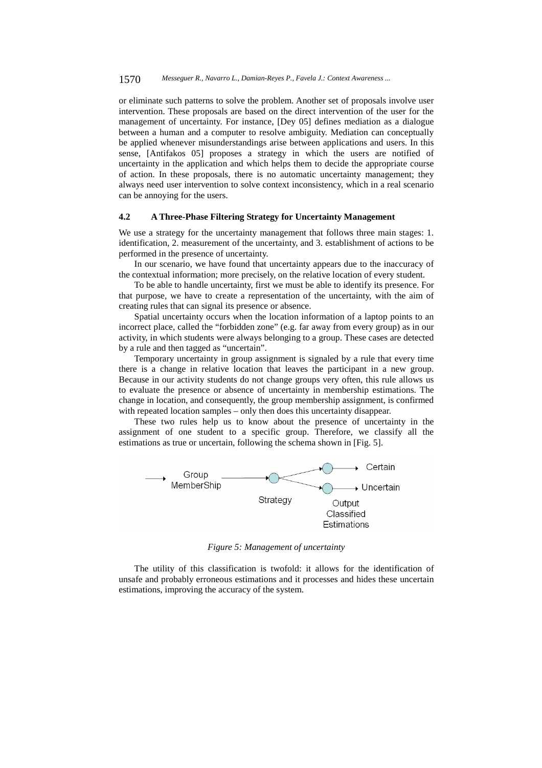or eliminate such patterns to solve the problem. Another set of proposals involve user intervention. These proposals are based on the direct intervention of the user for the management of uncertainty. For instance, [Dey 05] defines mediation as a dialogue between a human and a computer to resolve ambiguity. Mediation can conceptually be applied whenever misunderstandings arise between applications and users. In this sense, [Antifakos 05] proposes a strategy in which the users are notified of uncertainty in the application and which helps them to decide the appropriate course of action. In these proposals, there is no automatic uncertainty management; they always need user intervention to solve context inconsistency, which in a real scenario can be annoying for the users.

### 4.2 A Three-Phase Filtering Strategy for Uncertainty Management

We use a strategy for the uncertainty management that follows three main stages: 1. identification, 2. measurement of the uncertainty, and 3. establishment of actions to be performed in the presence of uncertainty.

In our scenario, we have found that uncertainty appears due to the inaccuracy of the contextual information; more precisely, on the relative location of every student.

To be able to handle uncertainty, first we must be able to identify its presence. For that purpose, we have to create a representation of the uncertainty, with the aim of creating rules that can signal its presence or absence.

Spatial uncertainty occurs when the location information of a laptop points to an incorrect place, called the "forbidden zone" (e.g. far away from every group) as in our activity, in which students were always belonging to a group. These cases are detected by a rule and then tagged as "uncertain".

Temporary uncertainty in group assignment is signaled by a rule that every time there is a change in relative location that leaves the participant in a new group. Because in our activity students do not change groups very often, this rule allows us to evaluate the presence or absence of uncertainty in membership estimations. The change in location, and consequently, the group membership assignment, is confirmed with repeated location samples – only then does this uncertainty disappear.

These two rules help us to know about the presence of uncertainty in the assignment of one student to a specific group. Therefore, we classify all the estimations as true or uncertain, following the schema shown in [Fig. 5].

*Figure 5: Management of uncertainty*

The utility of this classification is twofold: it allows for the identification of unsafe and probably erroneous estimations and it processes and hides these uncertain estimations, improving the accuracy of the system.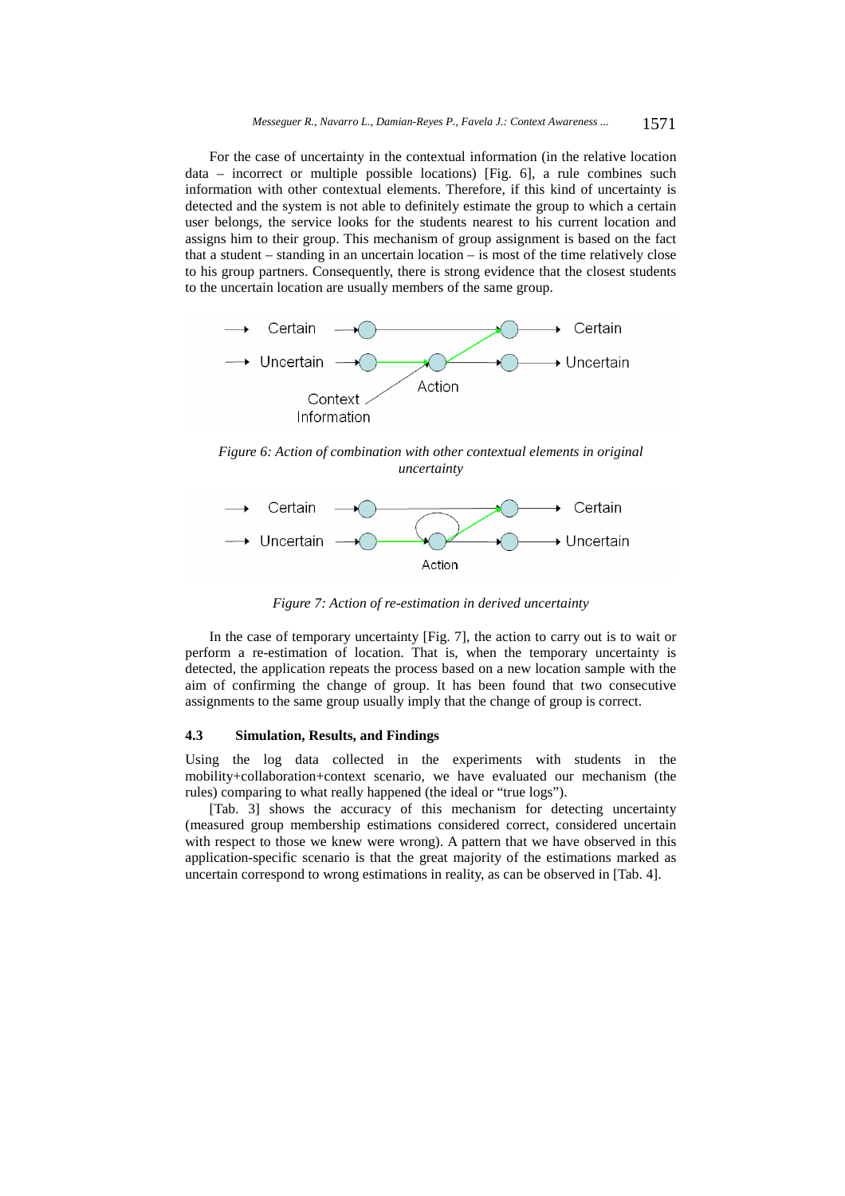For the case of uncertainty in the contextual information (in the relative location data – incorrect or multiple possible locations) [Fig. 6], a rule combines such information with other contextual elements. Therefore, if this kind of uncertainty is detected and the system is not able to definitely estimate the group to which a certain user belongs, the service looks for the students nearest to his current location and assigns him to their group. This mechanism of group assignment is based on the fact that a student – standing in an uncertain location – is most of the time relatively close to his group partners. Consequently, there is strong evidence that the closest students to the uncertain location are usually members of the same group.

*Figure 6: Action of combination with other contextual elements in original uncertainty*

*Figure 7: Action of re-estimation in derived uncertainty*

In the case of temporary uncertainty [Fig. 7], the action to carry out is to wait or perform a re-estimation of location. That is, when the temporary uncertainty is detected, the application repeats the process based on a new location sample with the aim of confirming the change of group. It has been found that two consecutive assignments to the same group usually imply that the change of group is correct.

### 4.3 Simulation, Results, and Findings

Using the log data collected in the experiments with students in the mobility+collaboration+context scenario, we have evaluated our mechanism (the rules) comparing to what really happened (the ideal or "true logs").

[Tab. 3] shows the accuracy of this mechanism for detecting uncertainty (measured group membership estimations considered correct, considered uncertain with respect to those we knew were wrong). A pattern that we have observed in this application-specific scenario is that the great majority of the estimations marked as uncertain correspond to wrong estimations in reality, as can be observed in [Tab. 4].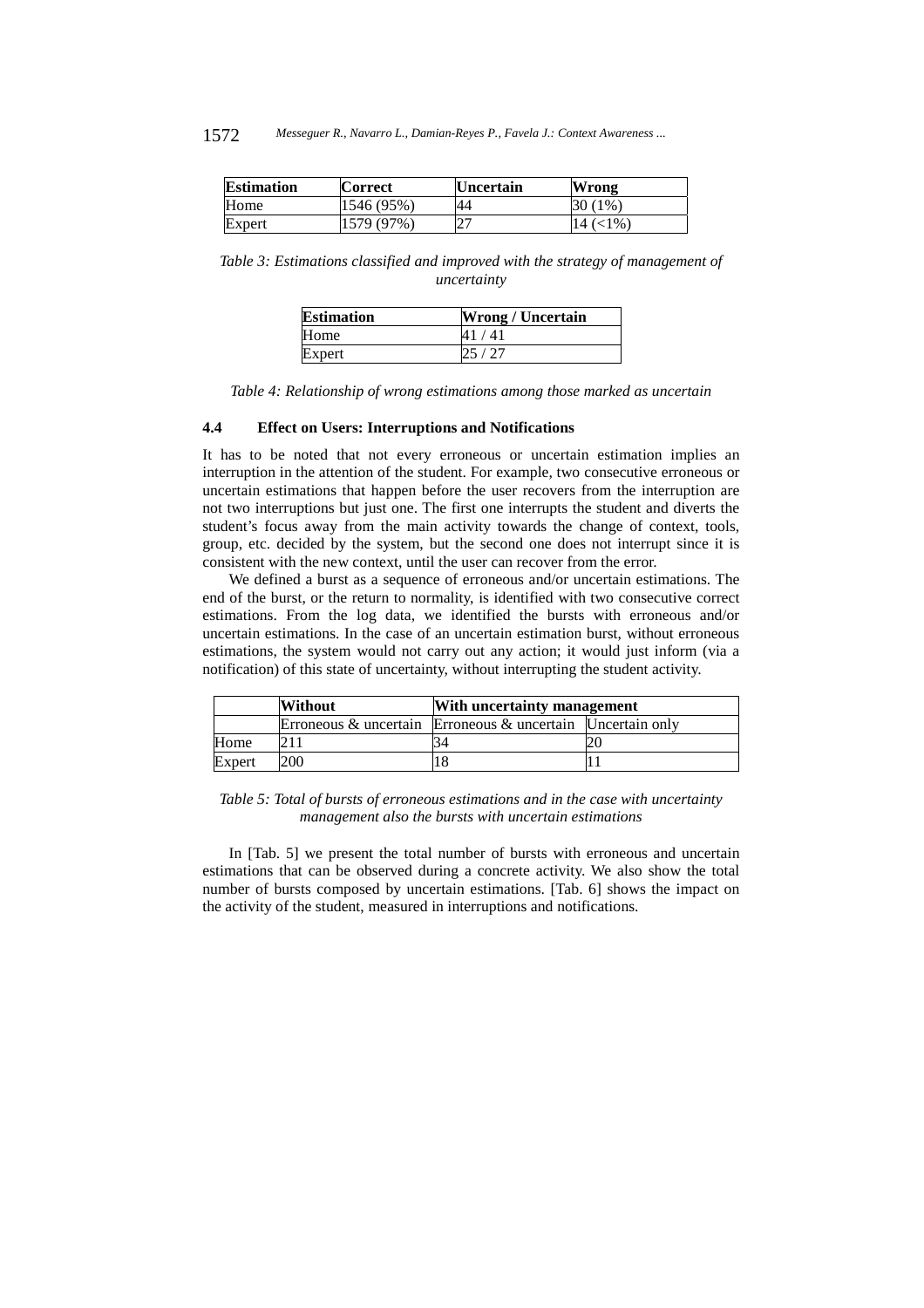| Estimation | Correct | Uncertain | Wrong |
|---|---|---|---|
| Home | 1546 (95%) | 44 | 30 (1%) |
| Expert | 1579 (97%) | 27 | 14 (<1%) |

*Table 3: Estimations classified and improved with the strategy of management of uncertainty*

| Estimation | Wrong / Uncertain |
|---|---|
| Home | 41 / 41 |
| Expert | 25 / 27 |

*Table 4: Relationship of wrong estimations among those marked as uncertain*

### 4.4 Effect on Users: Interruptions and Notifications

It has to be noted that not every erroneous or uncertain estimation implies an interruption in the attention of the student. For example, two consecutive erroneous or uncertain estimations that happen before the user recovers from the interruption are not two interruptions but just one. The first one interrupts the student and diverts the student's focus away from the main activity towards the change of context, tools, group, etc. decided by the system, but the second one does not interrupt since it is consistent with the new context, until the user can recover from the error.

We defined a burst as a sequence of erroneous and/or uncertain estimations. The end of the burst, or the return to normality, is identified with two consecutive correct estimations. From the log data, we identified the bursts with erroneous and/or uncertain estimations. In the case of an uncertain estimation burst, without erroneous estimations, the system would not carry out any action; it would just inform (via a notification) of this state of uncertainty, without interrupting the student activity.

| | Without | With uncertainty management | |
|---|---|---|---|
| | Erroneous & uncertain | Erroneous & uncertain | Uncertain only |
| Home | 211 | 34 | 20 |
| Expert | 200 | 18 | 11 |

*Table 5: Total of bursts of erroneous estimations and in the case with uncertainty management also the bursts with uncertain estimations*

In [Tab. 5] we present the total number of bursts with erroneous and uncertain estimations that can be observed during a concrete activity. We also show the total number of bursts composed by uncertain estimations. [Tab. 6] shows the impact on the activity of the student, measured in interruptions and notifications.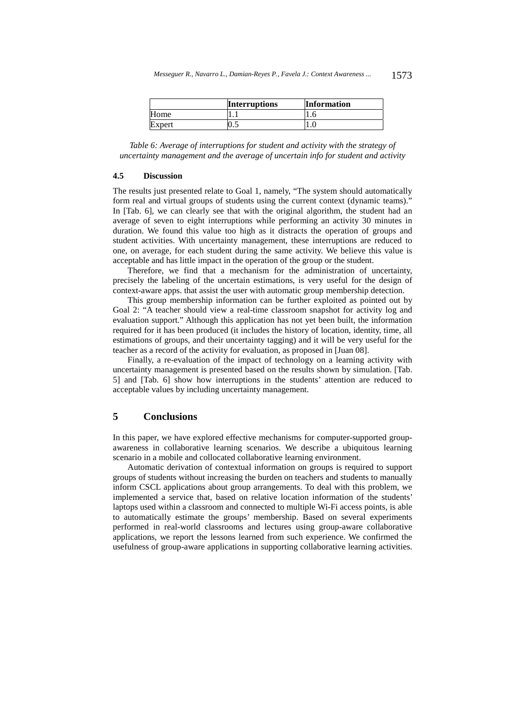|  | Interruptions | Information |
| --- | --- | --- |
| Home | 1.1 | 1.6 |
| Expert | 0.5 | 1.0 |

*Table 6: Average of interruptions for student and activity with the strategy of uncertainty management and the average of uncertain info for student and activity*

### 4.5 Discussion

The results just presented relate to Goal 1, namely, "The system should automatically form real and virtual groups of students using the current context (dynamic teams)." In [Tab. 6], we can clearly see that with the original algorithm, the student had an average of seven to eight interruptions while performing an activity 30 minutes in duration. We found this value too high as it distracts the operation of groups and student activities. With uncertainty management, these interruptions are reduced to one, on average, for each student during the same activity. We believe this value is acceptable and has little impact in the operation of the group or the student.

Therefore, we find that a mechanism for the administration of uncertainty, precisely the labeling of the uncertain estimations, is very useful for the design of context-aware apps. that assist the user with automatic group membership detection.

This group membership information can be further exploited as pointed out by Goal 2: "A teacher should view a real-time classroom snapshot for activity log and evaluation support." Although this application has not yet been built, the information required for it has been produced (it includes the history of location, identity, time, all estimations of groups, and their uncertainty tagging) and it will be very useful for the teacher as a record of the activity for evaluation, as proposed in [Juan 08].

Finally, a re-evaluation of the impact of technology on a learning activity with uncertainty management is presented based on the results shown by simulation. [Tab. 5] and [Tab. 6] show how interruptions in the students' attention are reduced to acceptable values by including uncertainty management.

## 5 Conclusions

In this paper, we have explored effective mechanisms for computer-supported group-awareness in collaborative learning scenarios. We describe a ubiquitous learning scenario in a mobile and collocated collaborative learning environment.

Automatic derivation of contextual information on groups is required to support groups of students without increasing the burden on teachers and students to manually inform CSCL applications about group arrangements. To deal with this problem, we implemented a service that, based on relative location information of the students' laptops used within a classroom and connected to multiple Wi-Fi access points, is able to automatically estimate the groups' membership. Based on several experiments performed in real-world classrooms and lectures using group-aware collaborative applications, we report the lessons learned from such experience. We confirmed the usefulness of group-aware applications in supporting collaborative learning activities.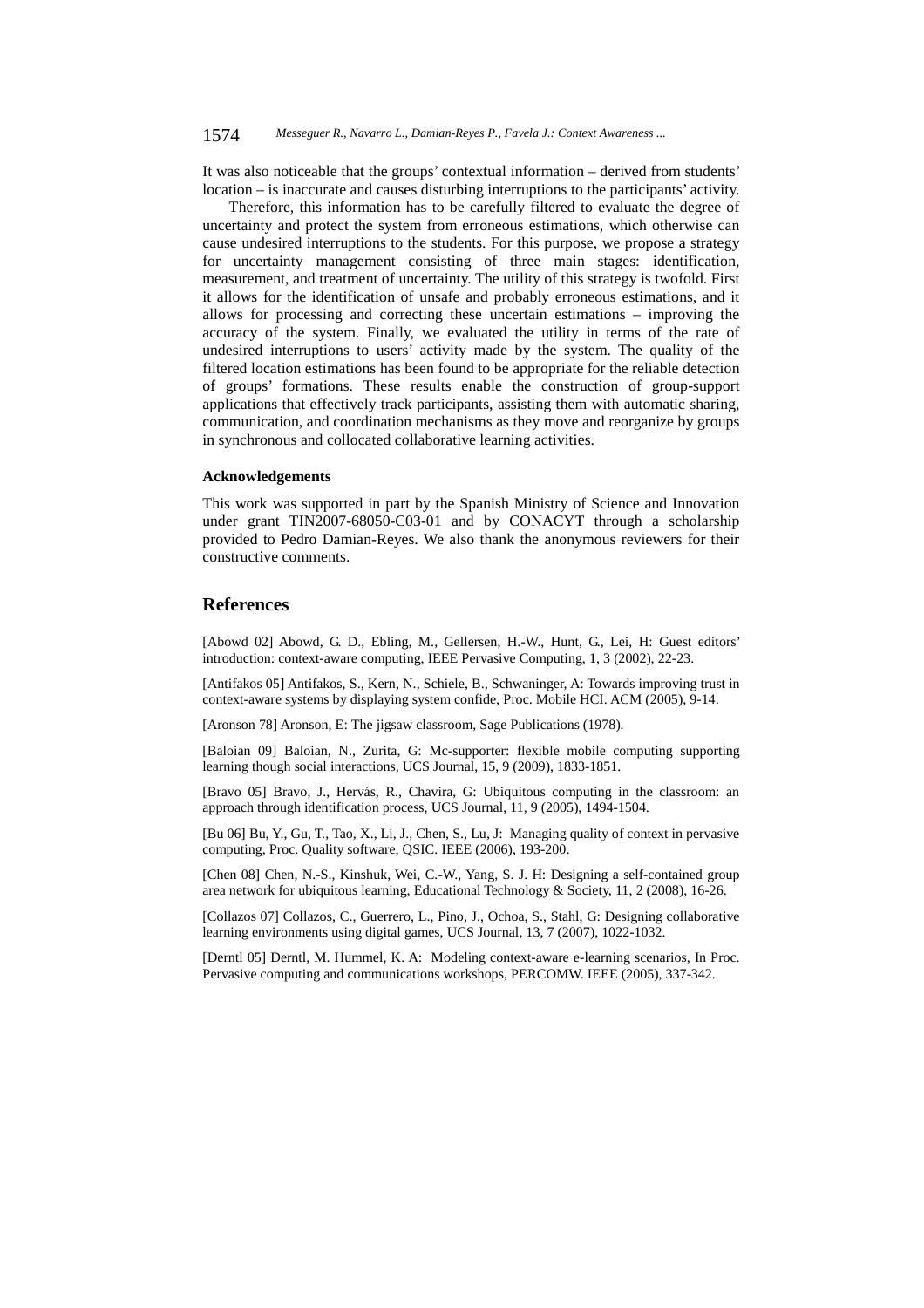It was also noticeable that the groups' contextual information – derived from students' location – is inaccurate and causes disturbing interruptions to the participants' activity.

Therefore, this information has to be carefully filtered to evaluate the degree of uncertainty and protect the system from erroneous estimations, which otherwise can cause undesired interruptions to the students. For this purpose, we propose a strategy for uncertainty management consisting of three main stages: identification, measurement, and treatment of uncertainty. The utility of this strategy is twofold. First it allows for the identification of unsafe and probably erroneous estimations, and it allows for processing and correcting these uncertain estimations – improving the accuracy of the system. Finally, we evaluated the utility in terms of the rate of undesired interruptions to users' activity made by the system. The quality of the filtered location estimations has been found to be appropriate for the reliable detection of groups' formations. These results enable the construction of group-support applications that effectively track participants, assisting them with automatic sharing, communication, and coordination mechanisms as they move and reorganize by groups in synchronous and collocated collaborative learning activities.

#### Acknowledgements

This work was supported in part by the Spanish Ministry of Science and Innovation under grant TIN2007-68050-C03-01 and by CONACYT through a scholarship provided to Pedro Damian-Reyes. We also thank the anonymous reviewers for their constructive comments.

## References

[Abowd 02] Abowd, G. D., Ebling, M., Gellersen, H.-W., Hunt, G., Lei, H: Guest editors' introduction: context-aware computing, IEEE Pervasive Computing, 1, 3 (2002), 22-23.

[Antifakos 05] Antifakos, S., Kern, N., Schiele, B., Schwaninger, A: Towards improving trust in context-aware systems by displaying system confide, Proc. Mobile HCI. ACM (2005), 9-14.

[Aronson 78] Aronson, E: The jigsaw classroom, Sage Publications (1978).

[Baloian 09] Baloian, N., Zurita, G: Mc-supporter: flexible mobile computing supporting learning though social interactions, UCS Journal, 15, 9 (2009), 1833-1851.

[Bravo 05] Bravo, J., Hervás, R., Chavira, G: Ubiquitous computing in the classroom: an approach through identification process, UCS Journal, 11, 9 (2005), 1494-1504.

[Bu 06] Bu, Y., Gu, T., Tao, X., Li, J., Chen, S., Lu, J: Managing quality of context in pervasive computing, Proc. Quality software, QSIC. IEEE (2006), 193-200.

[Chen 08] Chen, N.-S., Kinshuk, Wei, C.-W., Yang, S. J. H: Designing a self-contained group area network for ubiquitous learning, Educational Technology & Society, 11, 2 (2008), 16-26.

[Collazos 07] Collazos, C., Guerrero, L., Pino, J., Ochoa, S., Stahl, G: Designing collaborative learning environments using digital games, UCS Journal, 13, 7 (2007), 1022-1032.

[Derntl 05] Derntl, M. Hummel, K. A: Modeling context-aware e-learning scenarios, In Proc. Pervasive computing and communications workshops, PERCOMW. IEEE (2005), 337-342.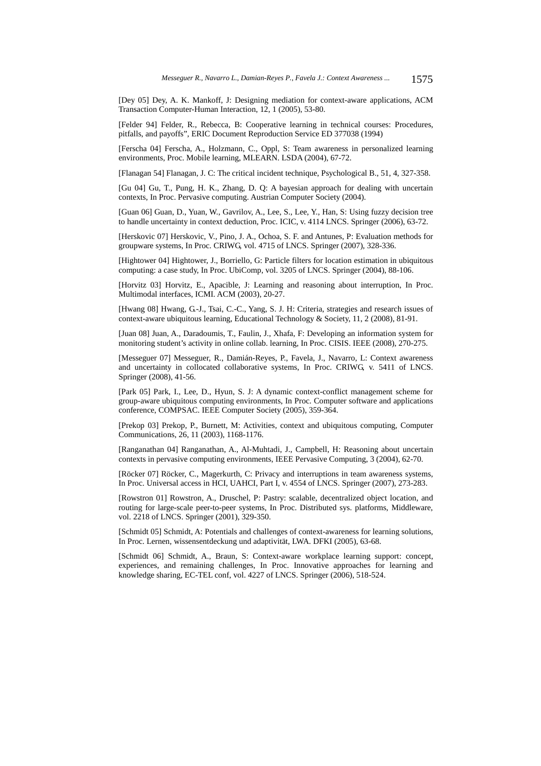[Dey 05] Dey, A. K. Mankoff, J: Designing mediation for context-aware applications, ACM Transaction Computer-Human Interaction, 12, 1 (2005), 53-80.

[Felder 94] Felder, R., Rebecca, B: Cooperative learning in technical courses: Procedures, pitfalls, and payoffs", ERIC Document Reproduction Service ED 377038 (1994)

[Ferscha 04] Ferscha, A., Holzmann, C., Oppl, S: Team awareness in personalized learning environments, Proc. Mobile learning, MLEARN. LSDA (2004), 67-72.

[Flanagan 54] Flanagan, J. C: The critical incident technique, Psychological B., 51, 4, 327-358.

[Gu 04] Gu, T., Pung, H. K., Zhang, D. Q: A bayesian approach for dealing with uncertain contexts, In Proc. Pervasive computing. Austrian Computer Society (2004).

[Guan 06] Guan, D., Yuan, W., Gavrilov, A., Lee, S., Lee, Y., Han, S: Using fuzzy decision tree to handle uncertainty in context deduction, Proc. ICIC, v. 4114 LNCS. Springer (2006), 63-72.

[Herskovic 07] Herskovic, V., Pino, J. A., Ochoa, S. F. and Antunes, P: Evaluation methods for groupware systems, In Proc. CRIWG, vol. 4715 of LNCS. Springer (2007), 328-336.

[Hightower 04] Hightower, J., Borriello, G: Particle filters for location estimation in ubiquitous computing: a case study, In Proc. UbiComp, vol. 3205 of LNCS. Springer (2004), 88-106.

[Horvitz 03] Horvitz, E., Apacible, J: Learning and reasoning about interruption, In Proc. Multimodal interfaces, ICMI. ACM (2003), 20-27.

[Hwang 08] Hwang, G.-J., Tsai, C.-C., Yang, S. J. H: Criteria, strategies and research issues of context-aware ubiquitous learning, Educational Technology & Society, 11, 2 (2008), 81-91.

[Juan 08] Juan, A., Daradoumis, T., Faulin, J., Xhafa, F: Developing an information system for monitoring student's activity in online collab. learning, In Proc. CISIS. IEEE (2008), 270-275.

[Messeguer 07] Messeguer, R., Damián-Reyes, P., Favela, J., Navarro, L: Context awareness and uncertainty in collocated collaborative systems, In Proc. CRIWG, v. 5411 of LNCS. Springer (2008), 41-56.

[Park 05] Park, I., Lee, D., Hyun, S. J: A dynamic context-conflict management scheme for group-aware ubiquitous computing environments, In Proc. Computer software and applications conference, COMPSAC. IEEE Computer Society (2005), 359-364.

[Prekop 03] Prekop, P., Burnett, M: Activities, context and ubiquitous computing, Computer Communications, 26, 11 (2003), 1168-1176.

[Ranganathan 04] Ranganathan, A., Al-Muhtadi, J., Campbell, H: Reasoning about uncertain contexts in pervasive computing environments, IEEE Pervasive Computing, 3 (2004), 62-70.

[Röcker 07] Röcker, C., Magerkurth, C: Privacy and interruptions in team awareness systems, In Proc. Universal access in HCI, UAHCI, Part I, v. 4554 of LNCS. Springer (2007), 273-283.

[Rowstron 01] Rowstron, A., Druschel, P: Pastry: scalable, decentralized object location, and routing for large-scale peer-to-peer systems, In Proc. Distributed sys. platforms, Middleware, vol. 2218 of LNCS. Springer (2001), 329-350.

[Schmidt 05] Schmidt, A: Potentials and challenges of context-awareness for learning solutions, In Proc. Lernen, wissensentdeckung und adaptivität, LWA. DFKI (2005), 63-68.

[Schmidt 06] Schmidt, A., Braun, S: Context-aware workplace learning support: concept, experiences, and remaining challenges, In Proc. Innovative approaches for learning and knowledge sharing, EC-TEL conf, vol. 4227 of LNCS. Springer (2006), 518-524.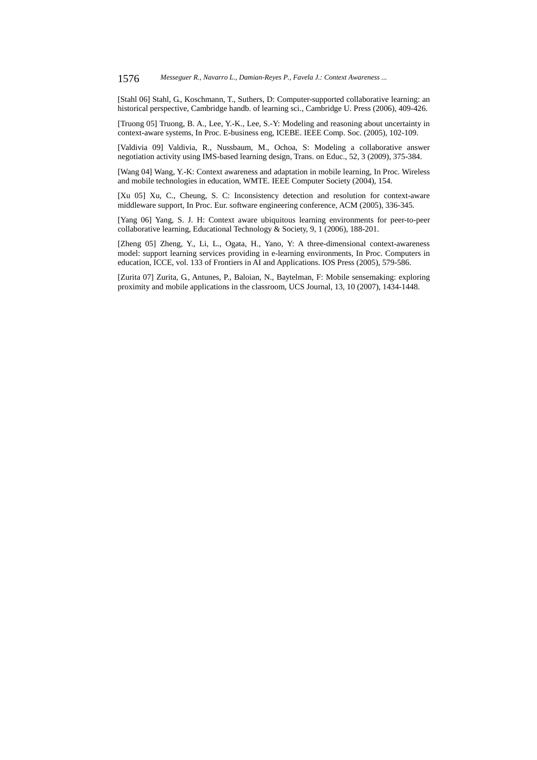[Stahl 06] Stahl, G., Koschmann, T., Suthers, D: Computer-supported collaborative learning: an historical perspective, Cambridge handb. of learning sci., Cambridge U. Press (2006), 409-426.

[Truong 05] Truong, B. A., Lee, Y.-K., Lee, S.-Y: Modeling and reasoning about uncertainty in context-aware systems, In Proc. E-business eng, ICEBE. IEEE Comp. Soc. (2005), 102-109.

[Valdivia 09] Valdivia, R., Nussbaum, M., Ochoa, S: Modeling a collaborative answer negotiation activity using IMS-based learning design, Trans. on Educ., 52, 3 (2009), 375-384.

[Wang 04] Wang, Y.-K: Context awareness and adaptation in mobile learning, In Proc. Wireless and mobile technologies in education, WMTE. IEEE Computer Society (2004), 154.

[Xu 05] Xu, C., Cheung, S. C: Inconsistency detection and resolution for context-aware middleware support, In Proc. Eur. software engineering conference, ACM (2005), 336-345.

[Yang 06] Yang, S. J. H: Context aware ubiquitous learning environments for peer-to-peer collaborative learning, Educational Technology & Society, 9, 1 (2006), 188-201.

[Zheng 05] Zheng, Y., Li, L., Ogata, H., Yano, Y: A three-dimensional context-awareness model: support learning services providing in e-learning environments, In Proc. Computers in education, ICCE, vol. 133 of Frontiers in AI and Applications. IOS Press (2005), 579-586.

[Zurita 07] Zurita, G., Antunes, P., Baloian, N., Baytelman, F: Mobile sensemaking: exploring proximity and mobile applications in the classroom, UCS Journal, 13, 10 (2007), 1434-1448.